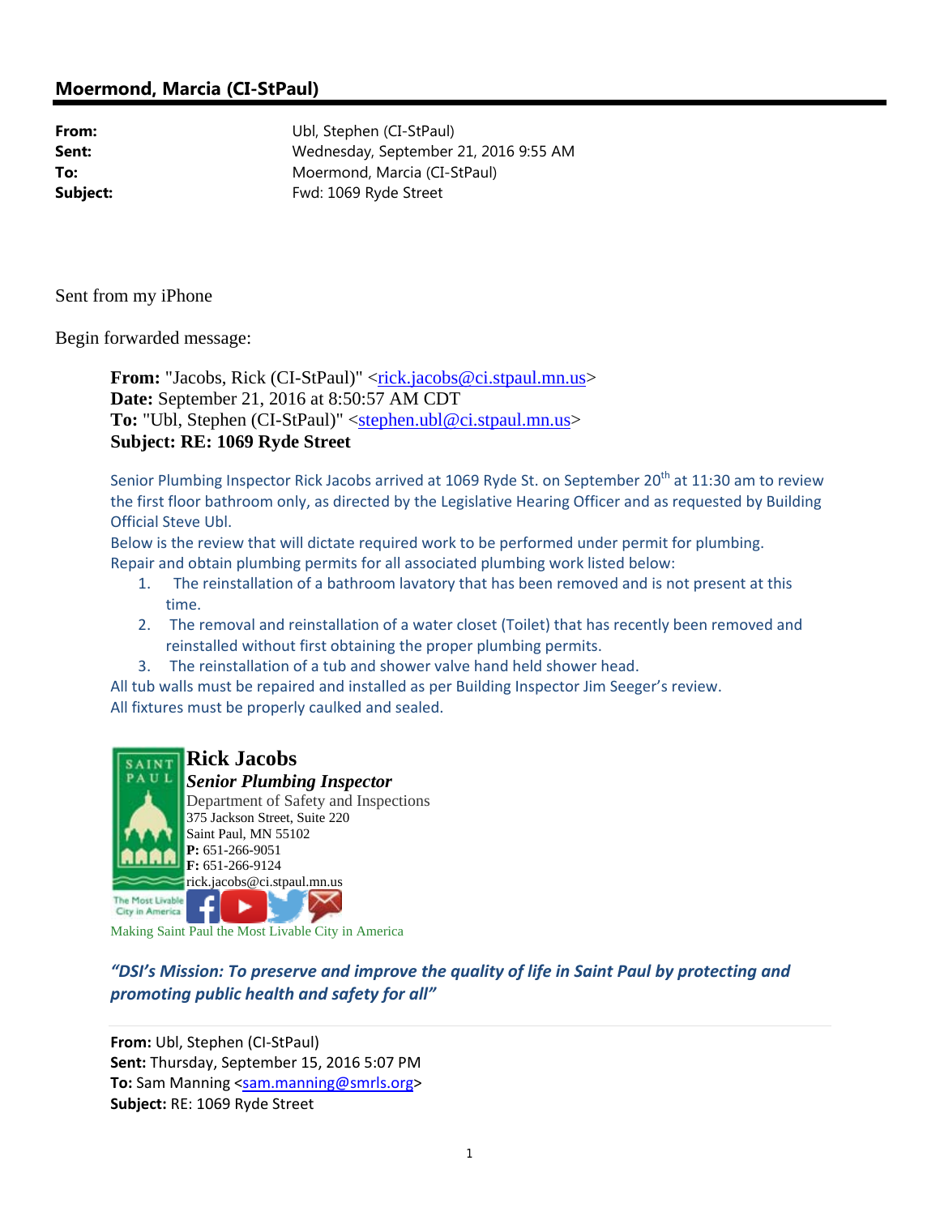## Moermond, Marcia (CI-StPaul)

| | |
|---|---|
| **From:** | Ubl, Stephen (CI-StPaul) |
| **Sent:** | Wednesday, September 21, 2016 9:55 AM |
| **To:** | Moermond, Marcia (CI-StPaul) |
| **Subject:** | Fwd: 1069 Ryde Street |

Sent from my iPhone

Begin forwarded message:

> **From:** "Jacobs, Rick (CI-StPaul)" <rick.jacobs@ci.stpaul.mn.us>
> **Date:** September 21, 2016 at 8:50:57 AM CDT
> **To:** "Ubl, Stephen (CI-StPaul)" <stephen.ubl@ci.stpaul.mn.us>
> **Subject: RE: 1069 Ryde Street**
>
> Senior Plumbing Inspector Rick Jacobs arrived at 1069 Ryde St. on September 20th at 11:30 am to review the first floor bathroom only, as directed by the Legislative Hearing Officer and as requested by Building Official Steve Ubl.
> Below is the review that will dictate required work to be performed under permit for plumbing.
> Repair and obtain plumbing permits for all associated plumbing work listed below:
>
> 1. The reinstallation of a bathroom lavatory that has been removed and is not present at this time.
> 2. The removal and reinstallation of a water closet (Toilet) that has recently been removed and reinstalled without first obtaining the proper plumbing permits.
> 3. The reinstallation of a tub and shower valve hand held shower head.
>
> All tub walls must be repaired and installed as per Building Inspector Jim Seeger's review.
> All fixtures must be properly caulked and sealed.
>
> **Rick Jacobs**
> ***Senior Plumbing Inspector***
> Department of Safety and Inspections
> 375 Jackson Street, Suite 220
> Saint Paul, MN 55102
> **P:** 651-266-9051
> **F:** 651-266-9124
> rick.jacobs@ci.stpaul.mn.us
>
> Making Saint Paul the Most Livable City in America
>
> ***"DSI's Mission: To preserve and improve the quality of life in Saint Paul by protecting and promoting public health and safety for all"***
>
> **From:** Ubl, Stephen (CI-StPaul)
> **Sent:** Thursday, September 15, 2016 5:07 PM
> **To:** Sam Manning <sam.manning@smrls.org>
> **Subject:** RE: 1069 Ryde Street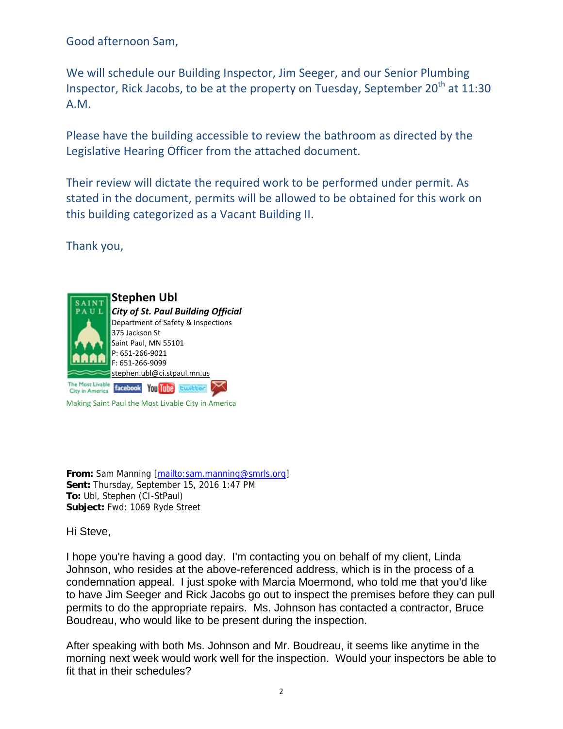Good afternoon Sam,

We will schedule our Building Inspector, Jim Seeger, and our Senior Plumbing Inspector, Rick Jacobs, to be at the property on Tuesday, September 20th at 11:30 A.M.

Please have the building accessible to review the bathroom as directed by the Legislative Hearing Officer from the attached document.

Their review will dictate the required work to be performed under permit. As stated in the document, permits will be allowed to be obtained for this work on this building categorized as a Vacant Building II.

Thank you,

**Stephen Ubl**
***City of St. Paul Building Official***
Department of Safety & Inspections
375 Jackson St
Saint Paul, MN 55101
P: 651-266-9021
F: 651-266-9099
stephen.ubl@ci.stpaul.mn.us

Making Saint Paul the Most Livable City in America

**From:** Sam Manning [mailto:sam.manning@smrls.org]
**Sent:** Thursday, September 15, 2016 1:47 PM
**To:** Ubl, Stephen (CI-StPaul)
**Subject:** Fwd: 1069 Ryde Street

Hi Steve,

I hope you're having a good day. I'm contacting you on behalf of my client, Linda Johnson, who resides at the above-referenced address, which is in the process of a condemnation appeal. I just spoke with Marcia Moermond, who told me that you'd like to have Jim Seeger and Rick Jacobs go out to inspect the premises before they can pull permits to do the appropriate repairs. Ms. Johnson has contacted a contractor, Bruce Boudreau, who would like to be present during the inspection.

After speaking with both Ms. Johnson and Mr. Boudreau, it seems like anytime in the morning next week would work well for the inspection. Would your inspectors be able to fit that in their schedules?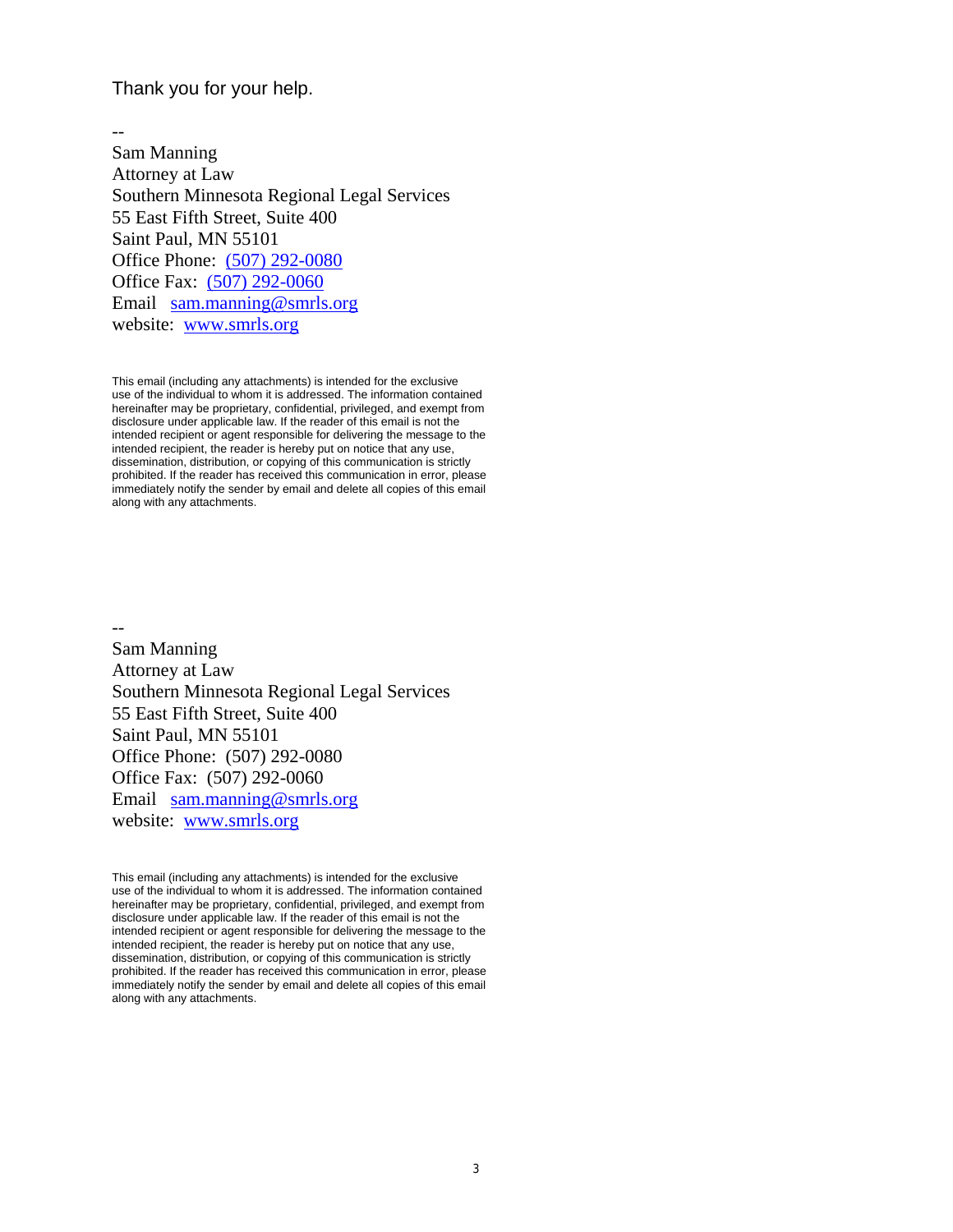Thank you for your help.

--
Sam Manning
Attorney at Law
Southern Minnesota Regional Legal Services
55 East Fifth Street, Suite 400
Saint Paul, MN 55101
Office Phone: (507) 292-0080
Office Fax: (507) 292-0060
Email sam.manning@smrls.org
website: www.smrls.org

This email (including any attachments) is intended for the exclusive use of the individual to whom it is addressed. The information contained hereinafter may be proprietary, confidential, privileged, and exempt from disclosure under applicable law. If the reader of this email is not the intended recipient or agent responsible for delivering the message to the intended recipient, the reader is hereby put on notice that any use, dissemination, distribution, or copying of this communication is strictly prohibited. If the reader has received this communication in error, please immediately notify the sender by email and delete all copies of this email along with any attachments.

--
Sam Manning
Attorney at Law
Southern Minnesota Regional Legal Services
55 East Fifth Street, Suite 400
Saint Paul, MN 55101
Office Phone: (507) 292-0080
Office Fax: (507) 292-0060
Email sam.manning@smrls.org
website: www.smrls.org

This email (including any attachments) is intended for the exclusive use of the individual to whom it is addressed. The information contained hereinafter may be proprietary, confidential, privileged, and exempt from disclosure under applicable law. If the reader of this email is not the intended recipient or agent responsible for delivering the message to the intended recipient, the reader is hereby put on notice that any use, dissemination, distribution, or copying of this communication is strictly prohibited. If the reader has received this communication in error, please immediately notify the sender by email and delete all copies of this email along with any attachments.